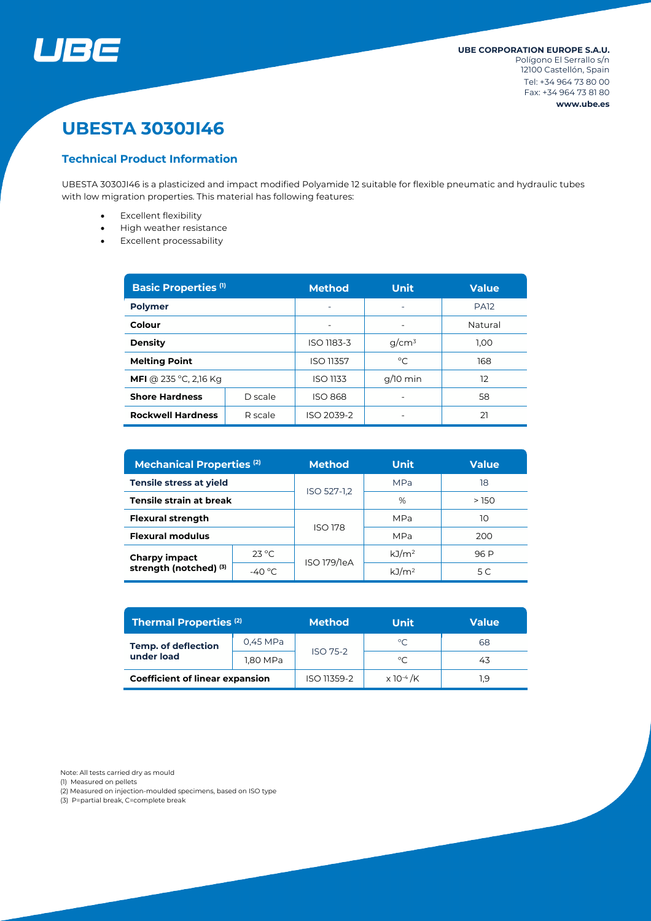UBE CORPORATION EUROPE S.A.U.
Polígono El Serrallo s/n
12100 Castellón, Spain
Tel: +34 964 73 80 00
Fax: +34 964 73 81 80
www.ube.es

# UBESTA 3030JI46

## Technical Product Information

UBESTA 3030JI46 is a plasticized and impact modified Polyamide 12 suitable for flexible pneumatic and hydraulic tubes with low migration properties. This material has following features:

- Excellent flexibility
- High weather resistance
- Excellent processability

| Basic Properties (1) | | Method | Unit | Value |
|---|---|---|---|---|
| **Polymer** | | - | - | PA12 |
| **Colour** | | - | - | Natural |
| **Density** | | ISO 1183-3 | $g/cm^3$ | 1,00 |
| **Melting Point** | | ISO 11357 | °C | 168 |
| **MFI** @ 235 °C, 2,16 Kg | | ISO 1133 | g/10 min | 12 |
| **Shore Hardness** | D scale | ISO 868 | - | 58 |
| **Rockwell Hardness** | R scale | ISO 2039-2 | - | 21 |

| Mechanical Properties (2) | | Method | Unit | Value |
|---|---|---|---|---|
| **Tensile stress at yield** | | ISO 527-1,2 | MPa | 18 |
| **Tensile strain at break** | | | % | > 150 |
| **Flexural strength** | | ISO 178 | MPa | 10 |
| **Flexural modulus** | | | MPa | 200 |
| **Charpy impact strength (notched) (3)** | 23 °C | ISO 179/1eA | $kJ/m^2$ | 96 P |
| | -40 °C | | $kJ/m^2$ | 5 C |

| Thermal Properties (2) | | Method | Unit | Value |
|---|---|---|---|---|
| **Temp. of deflection under load** | 0,45 MPa | ISO 75-2 | °C | 68 |
| | 1,80 MPa | | °C | 43 |
| **Coefficient of linear expansion** | | ISO 11359-2 | $x\ 10^{-4}$ /K | 1,9 |

Note: All tests carried dry as mould
(1) Measured on pellets
(2) Measured on injection-moulded specimens, based on ISO type
(3) P=partial break, C=complete break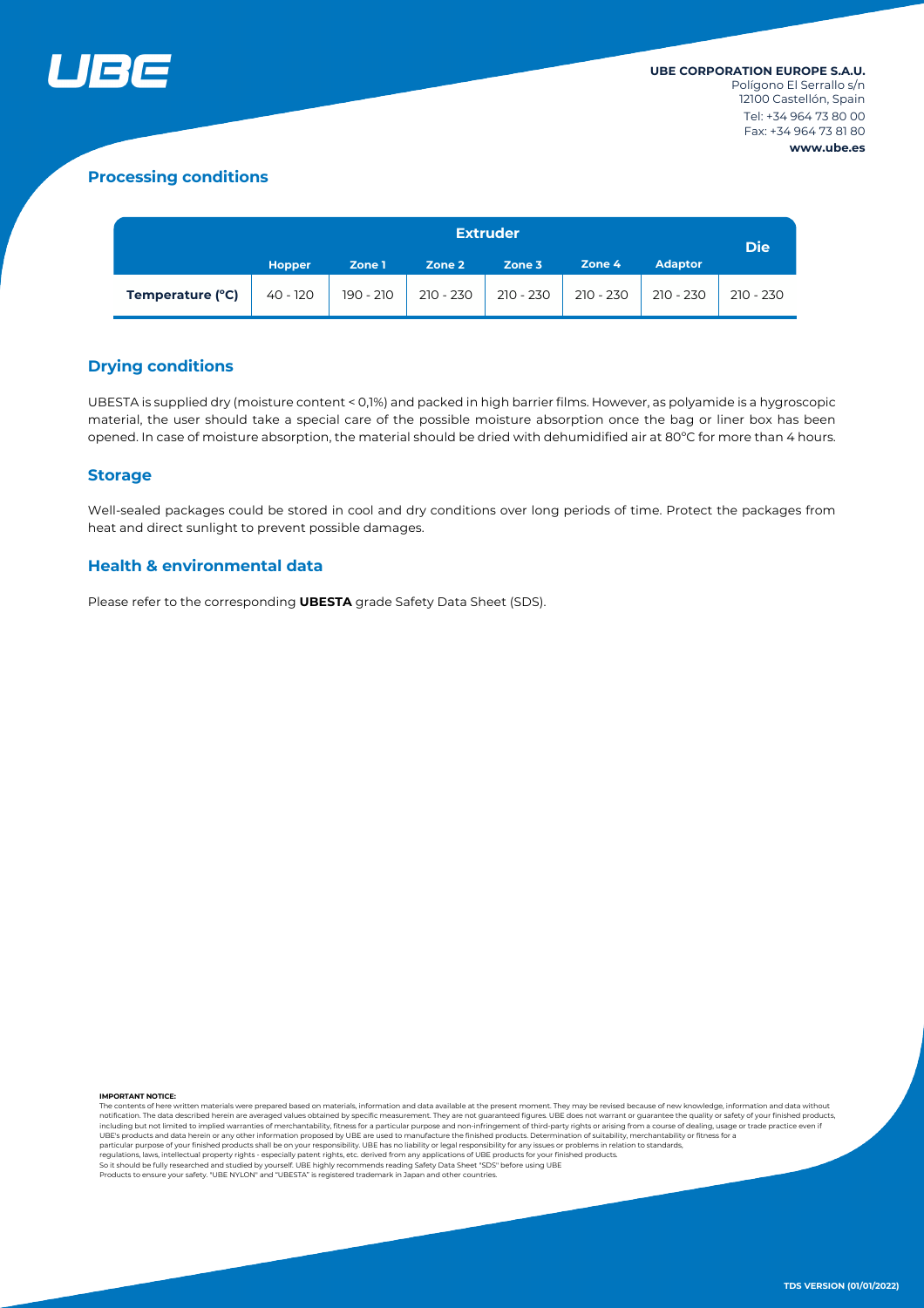**UBE CORPORATION EUROPE S.A.U.**
Polígono El Serrallo s/n
12100 Castellón, Spain
Tel: +34 964 73 80 00
Fax: +34 964 73 81 80
**www.ube.es**

## Processing conditions

| | Extruder | | | | | | Die |
|---|---|---|---|---|---|---|---|
| | Hopper | Zone 1 | Zone 2 | Zone 3 | Zone 4 | Adaptor | |
| **Temperature (°C)** | 40 - 120 | 190 - 210 | 210 - 230 | 210 - 230 | 210 - 230 | 210 - 230 | 210 - 230 |

## Drying conditions

UBESTA is supplied dry (moisture content < 0,1%) and packed in high barrier films. However, as polyamide is a hygroscopic material, the user should take a special care of the possible moisture absorption once the bag or liner box has been opened. In case of moisture absorption, the material should be dried with dehumidified air at 80°C for more than 4 hours.

## Storage

Well-sealed packages could be stored in cool and dry conditions over long periods of time. Protect the packages from heat and direct sunlight to prevent possible damages.

## Health & environmental data

Please refer to the corresponding **UBESTA** grade Safety Data Sheet (SDS).

**IMPORTANT NOTICE:**
The contents of here written materials were prepared based on materials, information and data available at the present moment. They may be revised because of new knowledge, information and data without notification. The data described herein are averaged values obtained by specific measurement. They are not guaranteed figures. UBE does not warrant or guarantee the quality or safety of your finished products, including but not limited to implied warranties of merchantability, fitness for a particular purpose and non-infringement of third-party rights or arising from a course of dealing, usage or trade practice even if UBE's products and data herein or any other information proposed by UBE are used to manufacture the finished products. Determination of suitability, merchantability or fitness for a particular purpose of your finished products shall be on your responsibility. UBE has no liability or legal responsibility for any issues or problems in relation to standards, regulations, laws, intellectual property rights - especially patent rights, etc. derived from any applications of UBE products for your finished products.
So it should be fully researched and studied by yourself. UBE highly recommends reading Safety Data Sheet "SDS" before using UBE Products to ensure your safety. "UBE NYLON" and "UBESTA" is registered trademark in Japan and other countries.

TDS VERSION (01/01/2022)